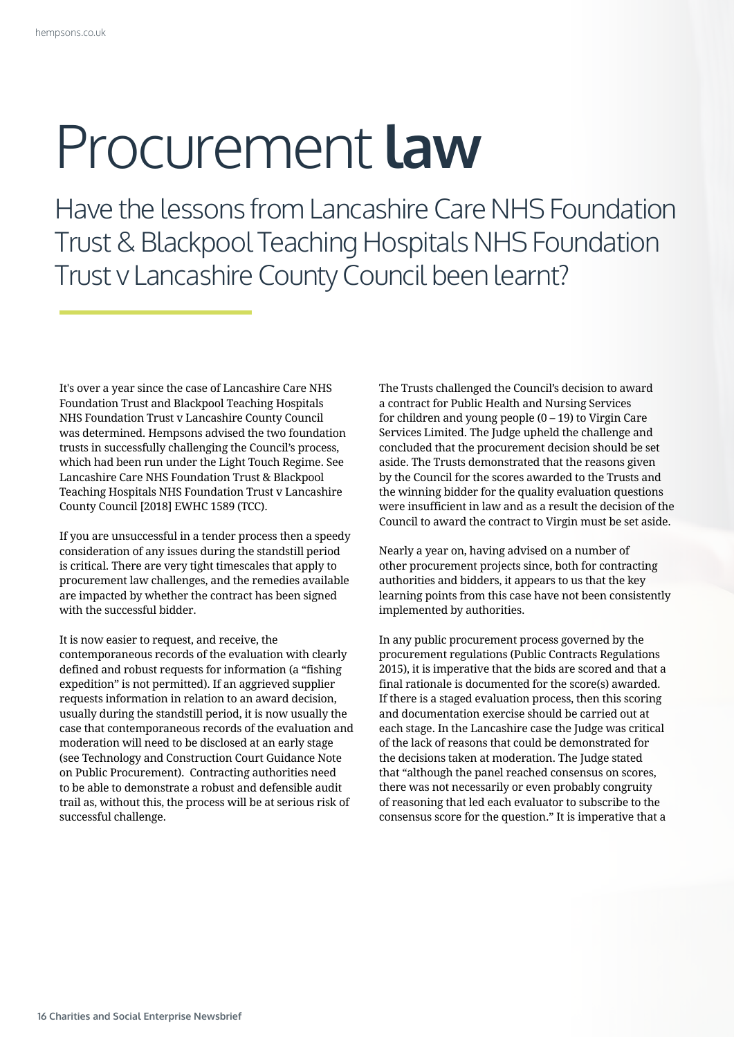# Procurement **law**

## Have the lessons from Lancashire Care NHS Foundation Trust & Blackpool Teaching Hospitals NHS Foundation Trust v Lancashire County Council been learnt?

It's over a year since the case of Lancashire Care NHS Foundation Trust and Blackpool Teaching Hospitals NHS Foundation Trust v Lancashire County Council was determined. Hempsons advised the two foundation trusts in successfully challenging the Council's process, which had been run under the Light Touch Regime. See Lancashire Care NHS Foundation Trust & Blackpool Teaching Hospitals NHS Foundation Trust v Lancashire County Council [2018] EWHC 1589 (TCC).

If you are unsuccessful in a tender process then a speedy consideration of any issues during the standstill period is critical. There are very tight timescales that apply to procurement law challenges, and the remedies available are impacted by whether the contract has been signed with the successful bidder.

It is now easier to request, and receive, the contemporaneous records of the evaluation with clearly defined and robust requests for information (a "fishing expedition" is not permitted). If an aggrieved supplier requests information in relation to an award decision, usually during the standstill period, it is now usually the case that contemporaneous records of the evaluation and moderation will need to be disclosed at an early stage (see Technology and Construction Court Guidance Note on Public Procurement). Contracting authorities need to be able to demonstrate a robust and defensible audit trail as, without this, the process will be at serious risk of successful challenge.

The Trusts challenged the Council's decision to award a contract for Public Health and Nursing Services for children and young people (0 – 19) to Virgin Care Services Limited. The Judge upheld the challenge and concluded that the procurement decision should be set aside. The Trusts demonstrated that the reasons given by the Council for the scores awarded to the Trusts and the winning bidder for the quality evaluation questions were insufficient in law and as a result the decision of the Council to award the contract to Virgin must be set aside.

Nearly a year on, having advised on a number of other procurement projects since, both for contracting authorities and bidders, it appears to us that the key learning points from this case have not been consistently implemented by authorities.

In any public procurement process governed by the procurement regulations (Public Contracts Regulations 2015), it is imperative that the bids are scored and that a final rationale is documented for the score(s) awarded. If there is a staged evaluation process, then this scoring and documentation exercise should be carried out at each stage. In the Lancashire case the Judge was critical of the lack of reasons that could be demonstrated for the decisions taken at moderation. The Judge stated that "although the panel reached consensus on scores, there was not necessarily or even probably congruity of reasoning that led each evaluator to subscribe to the consensus score for the question." It is imperative that a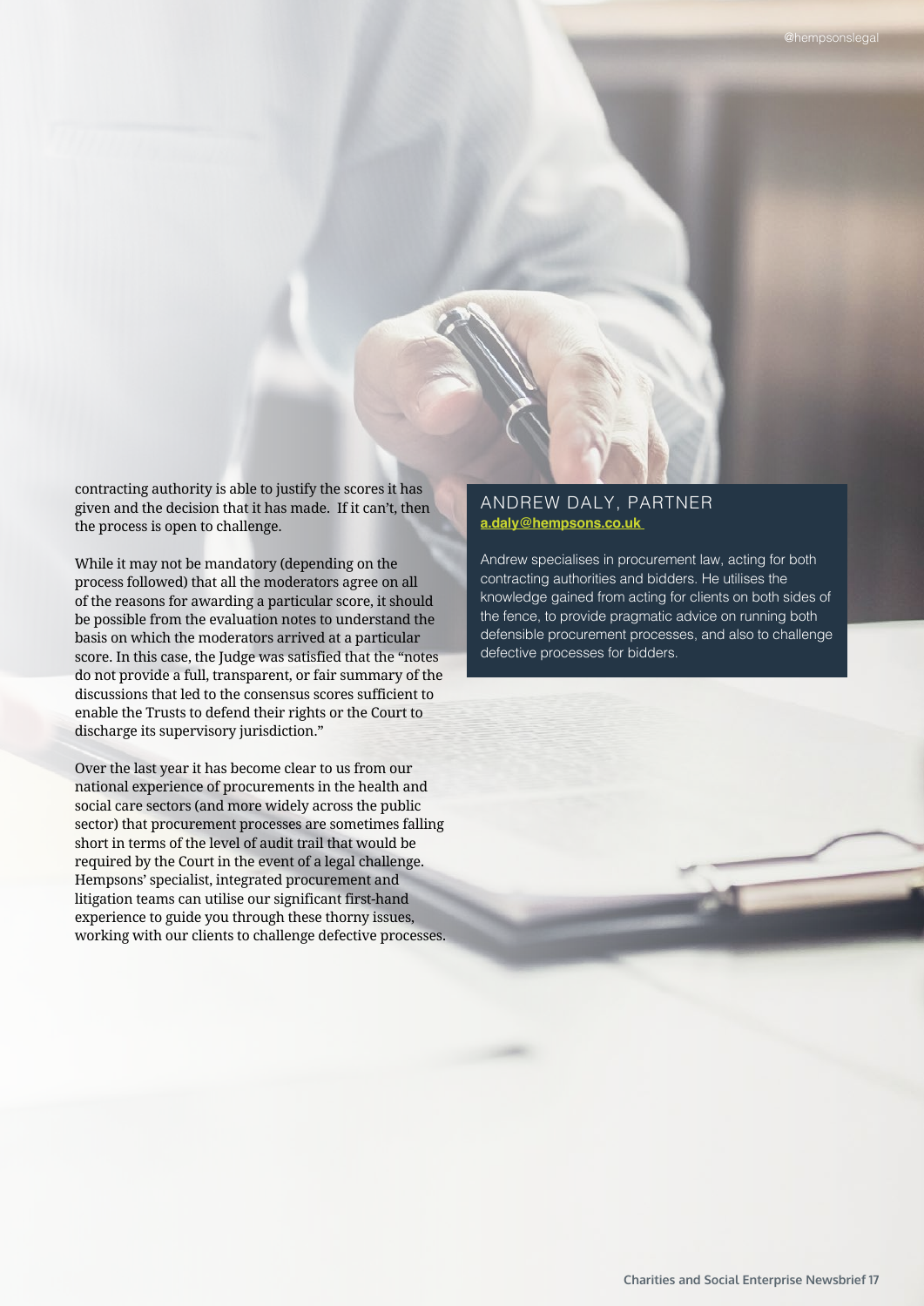contracting authority is able to justify the scores it has given and the decision that it has made. If it can't, then the process is open to challenge.

While it may not be mandatory (depending on the process followed) that all the moderators agree on all of the reasons for awarding a particular score, it should be possible from the evaluation notes to understand the basis on which the moderators arrived at a particular score. In this case, the Judge was satisfied that the "notes do not provide a full, transparent, or fair summary of the discussions that led to the consensus scores sufficient to enable the Trusts to defend their rights or the Court to discharge its supervisory jurisdiction."

Over the last year it has become clear to us from our national experience of procurements in the health and social care sectors (and more widely across the public sector) that procurement processes are sometimes falling short in terms of the level of audit trail that would be required by the Court in the event of a legal challenge. Hempsons' specialist, integrated procurement and litigation teams can utilise our significant first-hand experience to guide you through these thorny issues, working with our clients to challenge defective processes.

## ANDREW DALY, PARTNER

**a.daly@hempsons.co.uk**

Andrew specialises in procurement law, acting for both contracting authorities and bidders. He utilises the knowledge gained from acting for clients on both sides of the fence, to provide pragmatic advice on running both defensible procurement processes, and also to challenge defective processes for bidders.